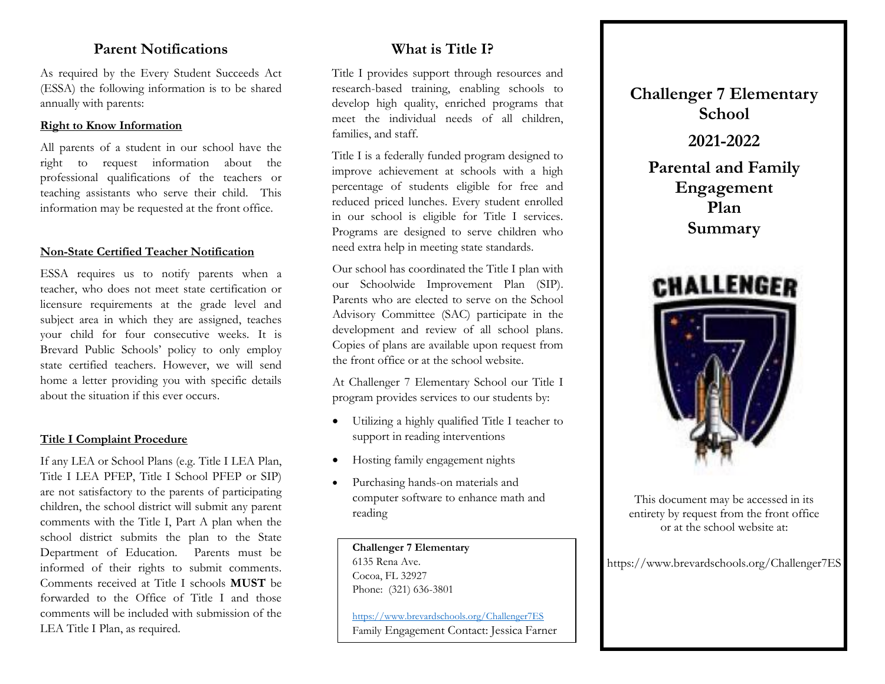## Parent Notifications

As required by the Every Student Succeeds Act (ESSA) the following information is to be shared annually with parents:

**Right to Know Information**

All parents of a student in our school have the right to request information about the professional qualifications of the teachers or teaching assistants who serve their child. This information may be requested at the front office.

**Non-State Certified Teacher Notification**

ESSA requires us to notify parents when a teacher, who does not meet state certification or licensure requirements at the grade level and subject area in which they are assigned, teaches your child for four consecutive weeks. It is Brevard Public Schools' policy to only employ state certified teachers. However, we will send home a letter providing you with specific details about the situation if this ever occurs.

**Title I Complaint Procedure**

If any LEA or School Plans (e.g. Title I LEA Plan, Title I LEA PFEP, Title I School PFEP or SIP) are not satisfactory to the parents of participating children, the school district will submit any parent comments with the Title I, Part A plan when the school district submits the plan to the State Department of Education. Parents must be informed of their rights to submit comments. Comments received at Title I schools **MUST** be forwarded to the Office of Title I and those comments will be included with submission of the LEA Title I Plan, as required.

## What is Title I?

Title I provides support through resources and research-based training, enabling schools to develop high quality, enriched programs that meet the individual needs of all children, families, and staff.

Title I is a federally funded program designed to improve achievement at schools with a high percentage of students eligible for free and reduced priced lunches. Every student enrolled in our school is eligible for Title I services. Programs are designed to serve children who need extra help in meeting state standards.

Our school has coordinated the Title I plan with our Schoolwide Improvement Plan (SIP). Parents who are elected to serve on the School Advisory Committee (SAC) participate in the development and review of all school plans. Copies of plans are available upon request from the front office or at the school website.

At Challenger 7 Elementary School our Title I program provides services to our students by:

- Utilizing a highly qualified Title I teacher to support in reading interventions
- Hosting family engagement nights
- Purchasing hands-on materials and computer software to enhance math and reading

**Challenger 7 Elementary**
6135 Rena Ave.
Cocoa, FL 32927
Phone: (321) 636-3801

https://www.brevardschools.org/Challenger7ES
Family Engagement Contact: Jessica Farner

# Challenger 7 Elementary School

## 2021-2022

## Parental and Family Engagement Plan Summary

This document may be accessed in its entirety by request from the front office or at the school website at:

https://www.brevardschools.org/Challenger7ES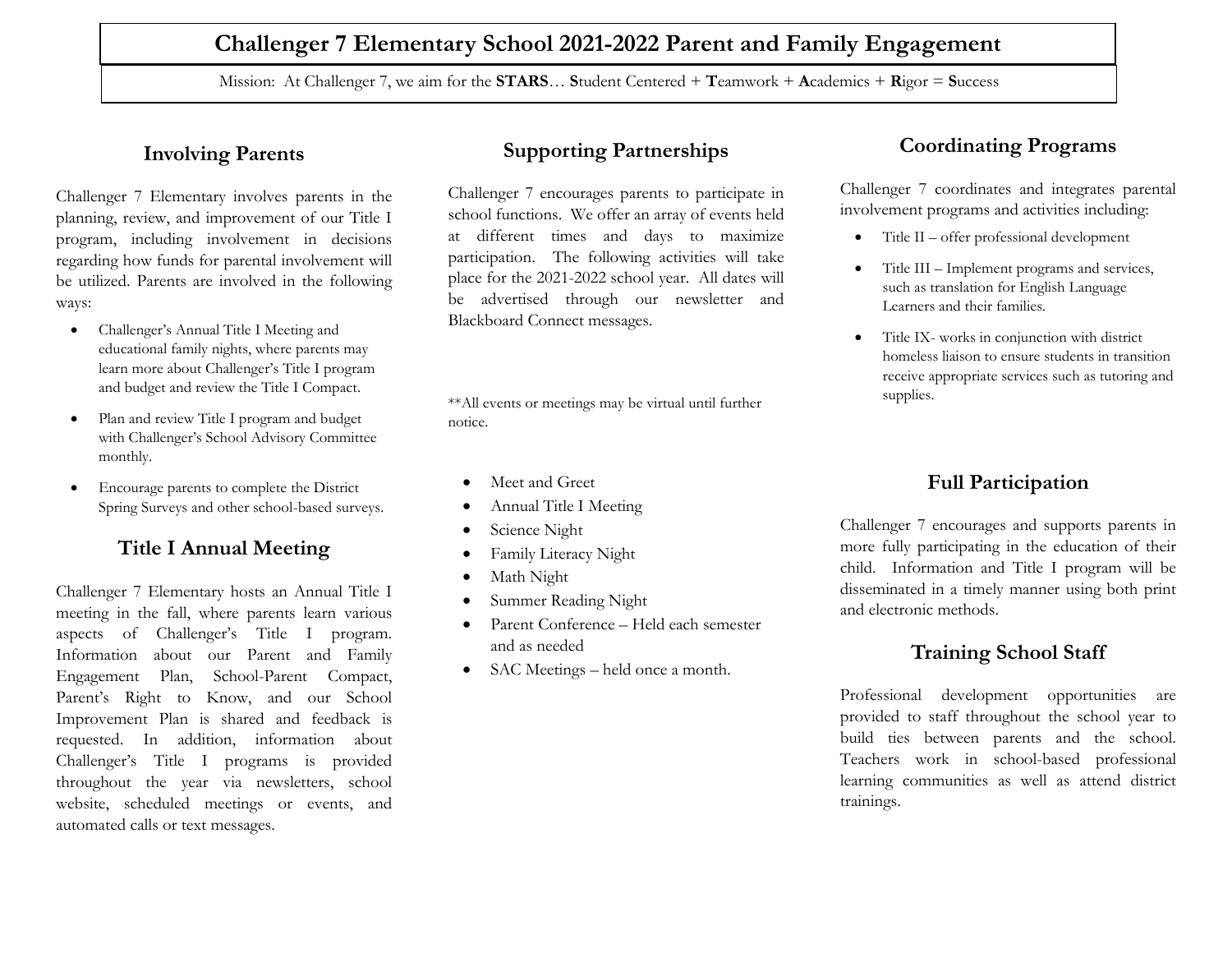# Challenger 7 Elementary School 2021-2022 Parent and Family Engagement

Mission: At Challenger 7, we aim for the **STARS**… **S**tudent Centered + **T**eamwork + **A**cademics + **R**igor = **S**uccess

## Involving Parents

Challenger 7 Elementary involves parents in the planning, review, and improvement of our Title I program, including involvement in decisions regarding how funds for parental involvement will be utilized. Parents are involved in the following ways:

- Challenger's Annual Title I Meeting and educational family nights, where parents may learn more about Challenger's Title I program and budget and review the Title I Compact.
- Plan and review Title I program and budget with Challenger's School Advisory Committee monthly.
- Encourage parents to complete the District Spring Surveys and other school-based surveys.

## Title I Annual Meeting

Challenger 7 Elementary hosts an Annual Title I meeting in the fall, where parents learn various aspects of Challenger's Title I program. Information about our Parent and Family Engagement Plan, School-Parent Compact, Parent's Right to Know, and our School Improvement Plan is shared and feedback is requested. In addition, information about Challenger's Title I programs is provided throughout the year via newsletters, school website, scheduled meetings or events, and automated calls or text messages.

## Supporting Partnerships

Challenger 7 encourages parents to participate in school functions. We offer an array of events held at different times and days to maximize participation. The following activities will take place for the 2021-2022 school year. All dates will be advertised through our newsletter and Blackboard Connect messages.

**All events or meetings may be virtual until further notice.

- Meet and Greet
- Annual Title I Meeting
- Science Night
- Family Literacy Night
- Math Night
- Summer Reading Night
- Parent Conference – Held each semester and as needed
- SAC Meetings – held once a month.

## Coordinating Programs

Challenger 7 coordinates and integrates parental involvement programs and activities including:

- Title II – offer professional development
- Title III – Implement programs and services, such as translation for English Language Learners and their families.
- Title IX- works in conjunction with district homeless liaison to ensure students in transition receive appropriate services such as tutoring and supplies.

## Full Participation

Challenger 7 encourages and supports parents in more fully participating in the education of their child. Information and Title I program will be disseminated in a timely manner using both print and electronic methods.

## Training School Staff

Professional development opportunities are provided to staff throughout the school year to build ties between parents and the school. Teachers work in school-based professional learning communities as well as attend district trainings.